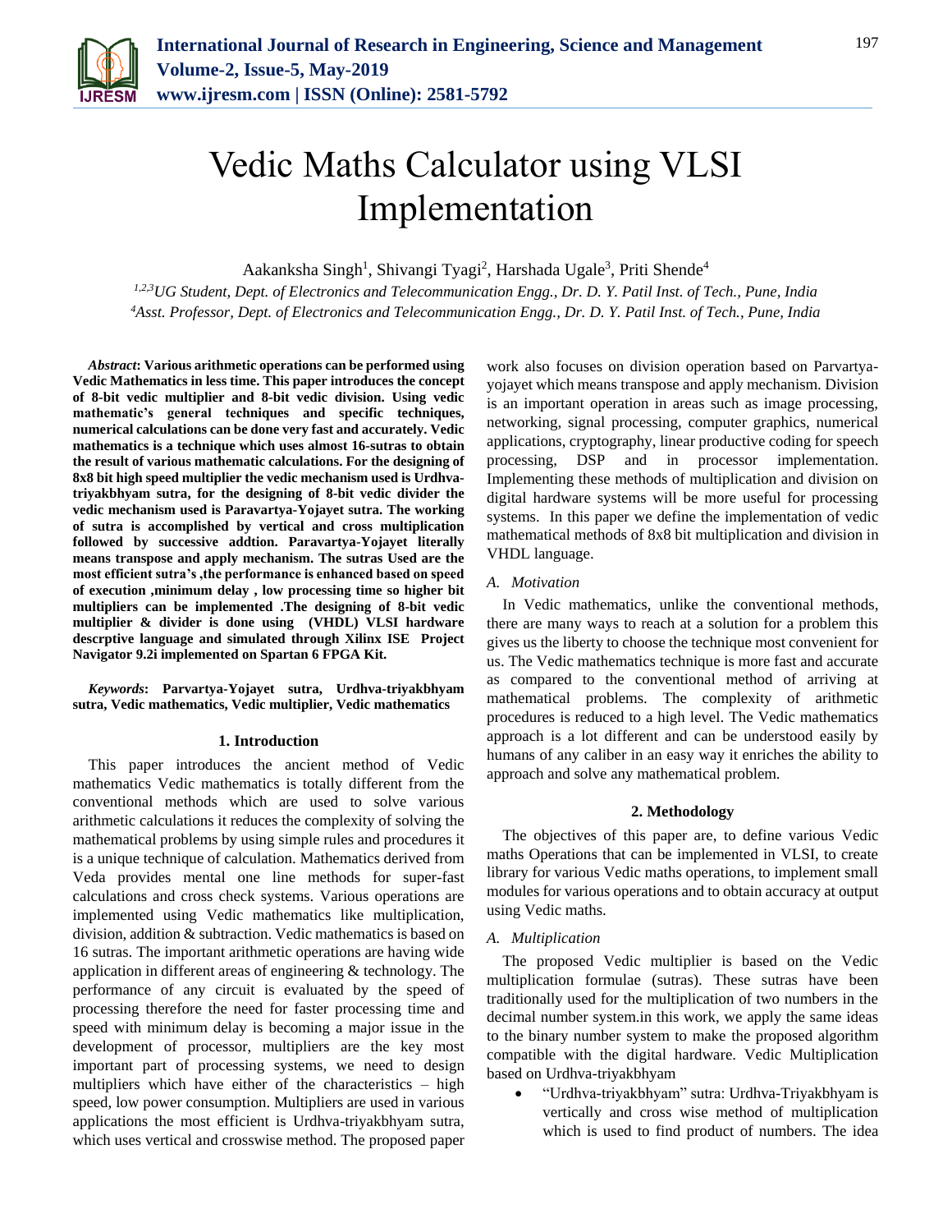# Vedic Maths Calculator using VLSI Implementation

Aakanksha Singh[1], Shivangi Tyagi[2], Harshada Ugale[3], Priti Shende[4]

[1,2,3]*UG Student, Dept. of Electronics and Telecommunication Engg., Dr. D. Y. Patil Inst. of Tech., Pune, India*
[4]*Asst. Professor, Dept. of Electronics and Telecommunication Engg., Dr. D. Y. Patil Inst. of Tech., Pune, India*

***Abstract*: Various arithmetic operations can be performed using Vedic Mathematics in less time. This paper introduces the concept of 8-bit vedic multiplier and 8-bit vedic division. Using vedic mathematic's general techniques and specific techniques, numerical calculations can be done very fast and accurately. Vedic mathematics is a technique which uses almost 16-sutras to obtain the result of various mathematic calculations. For the designing of 8x8 bit high speed multiplier the vedic mechanism used is Urdhva-triyakbhyam sutra, for the designing of 8-bit vedic divider the vedic mechanism used is Paravartya-Yojayet sutra. The working of sutra is accomplished by vertical and cross multiplication followed by successive addtion. Paravartya-Yojayet literally means transpose and apply mechanism. The sutras Used are the most efficient sutra's ,the performance is enhanced based on speed of execution ,minimum delay , low processing time so higher bit multipliers can be implemented .The designing of 8-bit vedic multiplier & divider is done using (VHDL) VLSI hardware descrptive language and simulated through Xilinx ISE Project Navigator 9.2i implemented on Spartan 6 FPGA Kit.**

***Keywords*: Parvartya-Yojayet sutra, Urdhva-triyakbhyam sutra, Vedic mathematics, Vedic multiplier, Vedic mathematics**

## 1. Introduction

This paper introduces the ancient method of Vedic mathematics Vedic mathematics is totally different from the conventional methods which are used to solve various arithmetic calculations it reduces the complexity of solving the mathematical problems by using simple rules and procedures it is a unique technique of calculation. Mathematics derived from Veda provides mental one line methods for super-fast calculations and cross check systems. Various operations are implemented using Vedic mathematics like multiplication, division, addition & subtraction. Vedic mathematics is based on 16 sutras. The important arithmetic operations are having wide application in different areas of engineering & technology. The performance of any circuit is evaluated by the speed of processing therefore the need for faster processing time and speed with minimum delay is becoming a major issue in the development of processor, multipliers are the key most important part of processing systems, we need to design multipliers which have either of the characteristics – high speed, low power consumption. Multipliers are used in various applications the most efficient is Urdhva-triyakbhyam sutra, which uses vertical and crosswise method. The proposed paper work also focuses on division operation based on Parvartya-yojayet which means transpose and apply mechanism. Division is an important operation in areas such as image processing, networking, signal processing, computer graphics, numerical applications, cryptography, linear productive coding for speech processing, DSP and in processor implementation. Implementing these methods of multiplication and division on digital hardware systems will be more useful for processing systems. In this paper we define the implementation of vedic mathematical methods of 8x8 bit multiplication and division in VHDL language.

### *A. Motivation*

In Vedic mathematics, unlike the conventional methods, there are many ways to reach at a solution for a problem this gives us the liberty to choose the technique most convenient for us. The Vedic mathematics technique is more fast and accurate as compared to the conventional method of arriving at mathematical problems. The complexity of arithmetic procedures is reduced to a high level. The Vedic mathematics approach is a lot different and can be understood easily by humans of any caliber in an easy way it enriches the ability to approach and solve any mathematical problem.

## 2. Methodology

The objectives of this paper are, to define various Vedic maths Operations that can be implemented in VLSI, to create library for various Vedic maths operations, to implement small modules for various operations and to obtain accuracy at output using Vedic maths.

### *A. Multiplication*

The proposed Vedic multiplier is based on the Vedic multiplication formulae (sutras). These sutras have been traditionally used for the multiplication of two numbers in the decimal number system.in this work, we apply the same ideas to the binary number system to make the proposed algorithm compatible with the digital hardware. Vedic Multiplication based on Urdhva-triyakbhyam

- "Urdhva-triyakbhyam" sutra: Urdhva-Triyakbhyam is vertically and cross wise method of multiplication which is used to find product of numbers. The idea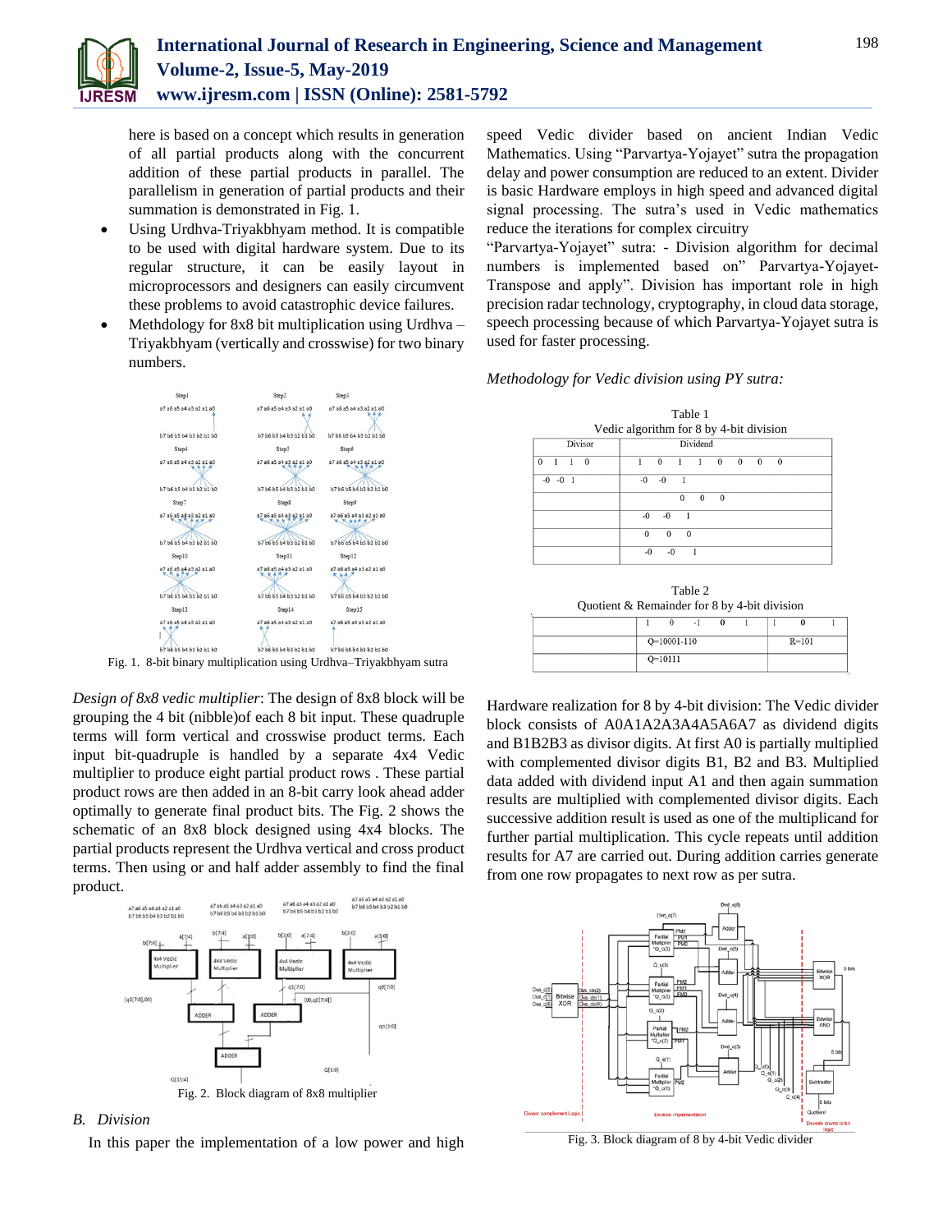here is based on a concept which results in generation of all partial products along with the concurrent addition of these partial products in parallel. The parallelism in generation of partial products and their summation is demonstrated in Fig. 1.

- Using Urdhva-Triyakbhyam method. It is compatible to be used with digital hardware system. Due to its regular structure, it can be easily layout in microprocessors and designers can easily circumvent these problems to avoid catastrophic device failures.
- Methdology for 8x8 bit multiplication using Urdhva – Triyakbhyam (vertically and crosswise) for two binary numbers.

Fig. 1. 8-bit binary multiplication using Urdhva–Triyakbhyam sutra

*Design of 8x8 vedic multiplier*: The design of 8x8 block will be grouping the 4 bit (nibble)of each 8 bit input. These quadruple terms will form vertical and crosswise product terms. Each input bit-quadruple is handled by a separate 4x4 Vedic multiplier to produce eight partial product rows . These partial product rows are then added in an 8-bit carry look ahead adder optimally to generate final product bits. The Fig. 2 shows the schematic of an 8x8 block designed using 4x4 blocks. The partial products represent the Urdhva vertical and cross product terms. Then using or and half adder assembly to find the final product.

Fig. 2. Block diagram of 8x8 multiplier

## B. Division

In this paper the implementation of a low power and high speed Vedic divider based on ancient Indian Vedic Mathematics. Using "Parvartya-Yojayet" sutra the propagation delay and power consumption are reduced to an extent. Divider is basic Hardware employs in high speed and advanced digital signal processing. The sutra's used in Vedic mathematics reduce the iterations for complex circuitry

"Parvartya-Yojayet" sutra: - Division algorithm for decimal numbers is implemented based on" Parvartya-Yojayet-Transpose and apply". Division has important role in high precision radar technology, cryptography, in cloud data storage, speech processing because of which Parvartya-Yojayet sutra is used for faster processing.

*Methodology for Vedic division using PY sutra:*

Table 1
Vedic algorithm for 8 by 4-bit division

| Divisor | Dividend |
|---|---|
| 0 1 1 0 | 1 0 1 1 0 0 0 0 |
| -0 -0 1 | -0 -0 1 |
| | 0 0 0 |
| | -0 -0 1 |
| | 0 0 0 |
| | -0 -0 1 |

Table 2
Quotient & Remainder for 8 by 4-bit division

| | 1 0 -1 0 1 | 1 0 1 |
|---|---|---|
| | Q=10001-110 | R=101 |
| | Q=10111 | |

Hardware realization for 8 by 4-bit division: The Vedic divider block consists of A0A1A2A3A4A5A6A7 as dividend digits and B1B2B3 as divisor digits. At first A0 is partially multiplied with complemented divisor digits B1, B2 and B3. Multiplied data added with dividend input A1 and then again summation results are multiplied with complemented divisor digits. Each successive addition result is used as one of the multiplicand for further partial multiplication. This cycle repeats until addition results for A7 are carried out. During addition carries generate from one row propagates to next row as per sutra.

Fig. 3. Block diagram of 8 by 4-bit Vedic divider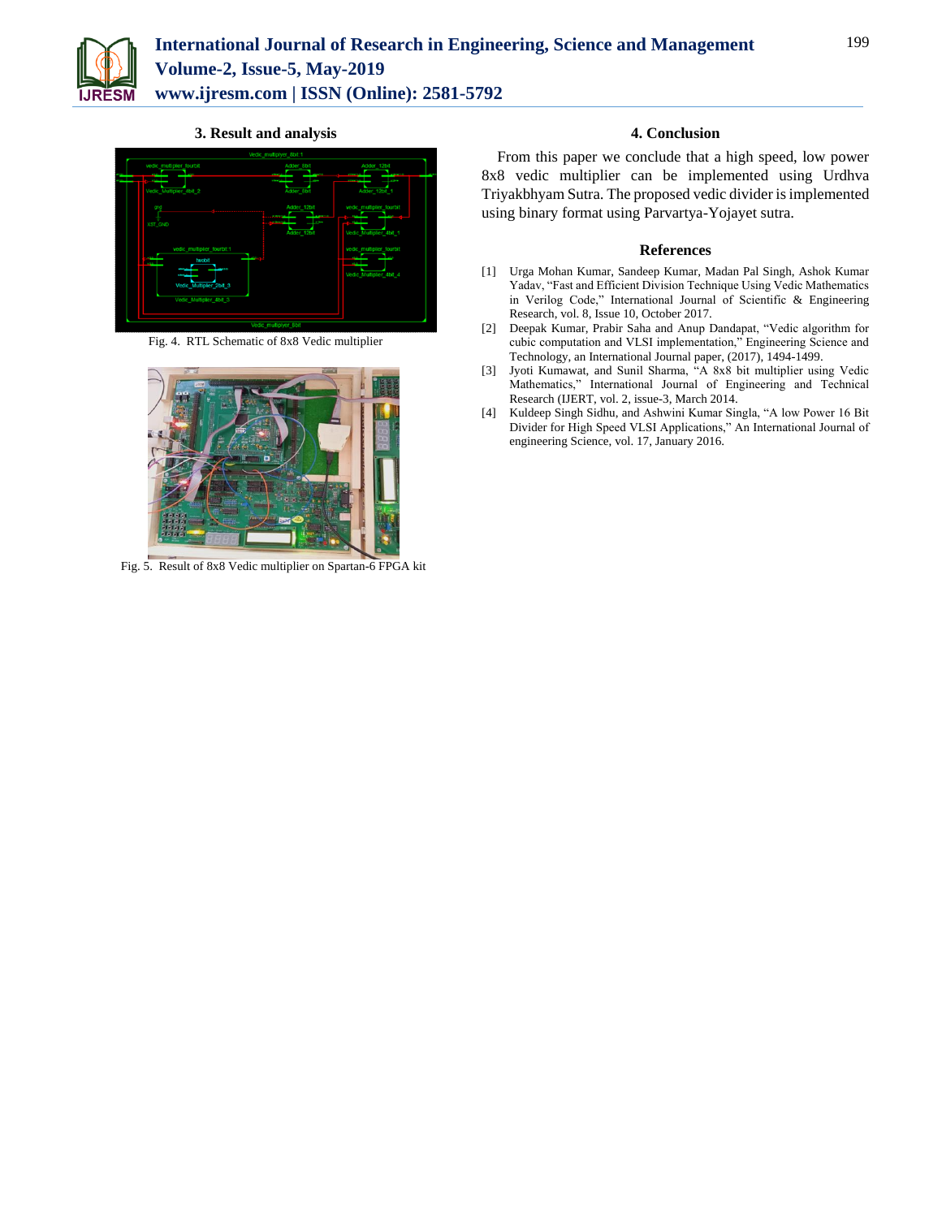## 3. Result and analysis

Fig. 4. RTL Schematic of 8x8 Vedic multiplier

Fig. 5. Result of 8x8 Vedic multiplier on Spartan-6 FPGA kit

## 4. Conclusion

From this paper we conclude that a high speed, low power 8x8 vedic multiplier can be implemented using Urdhva Triyakbhyam Sutra. The proposed vedic divider is implemented using binary format using Parvartya-Yojayet sutra.

## References

[1] Urga Mohan Kumar, Sandeep Kumar, Madan Pal Singh, Ashok Kumar Yadav, "Fast and Efficient Division Technique Using Vedic Mathematics in Verilog Code," International Journal of Scientific & Engineering Research, vol. 8, Issue 10, October 2017.

[2] Deepak Kumar, Prabir Saha and Anup Dandapat, "Vedic algorithm for cubic computation and VLSI implementation," Engineering Science and Technology, an International Journal paper, (2017), 1494-1499.

[3] Jyoti Kumawat, and Sunil Sharma, "A 8x8 bit multiplier using Vedic Mathematics," International Journal of Engineering and Technical Research (IJERT, vol. 2, issue-3, March 2014.

[4] Kuldeep Singh Sidhu, and Ashwini Kumar Singla, "A low Power 16 Bit Divider for High Speed VLSI Applications," An International Journal of engineering Science, vol. 17, January 2016.